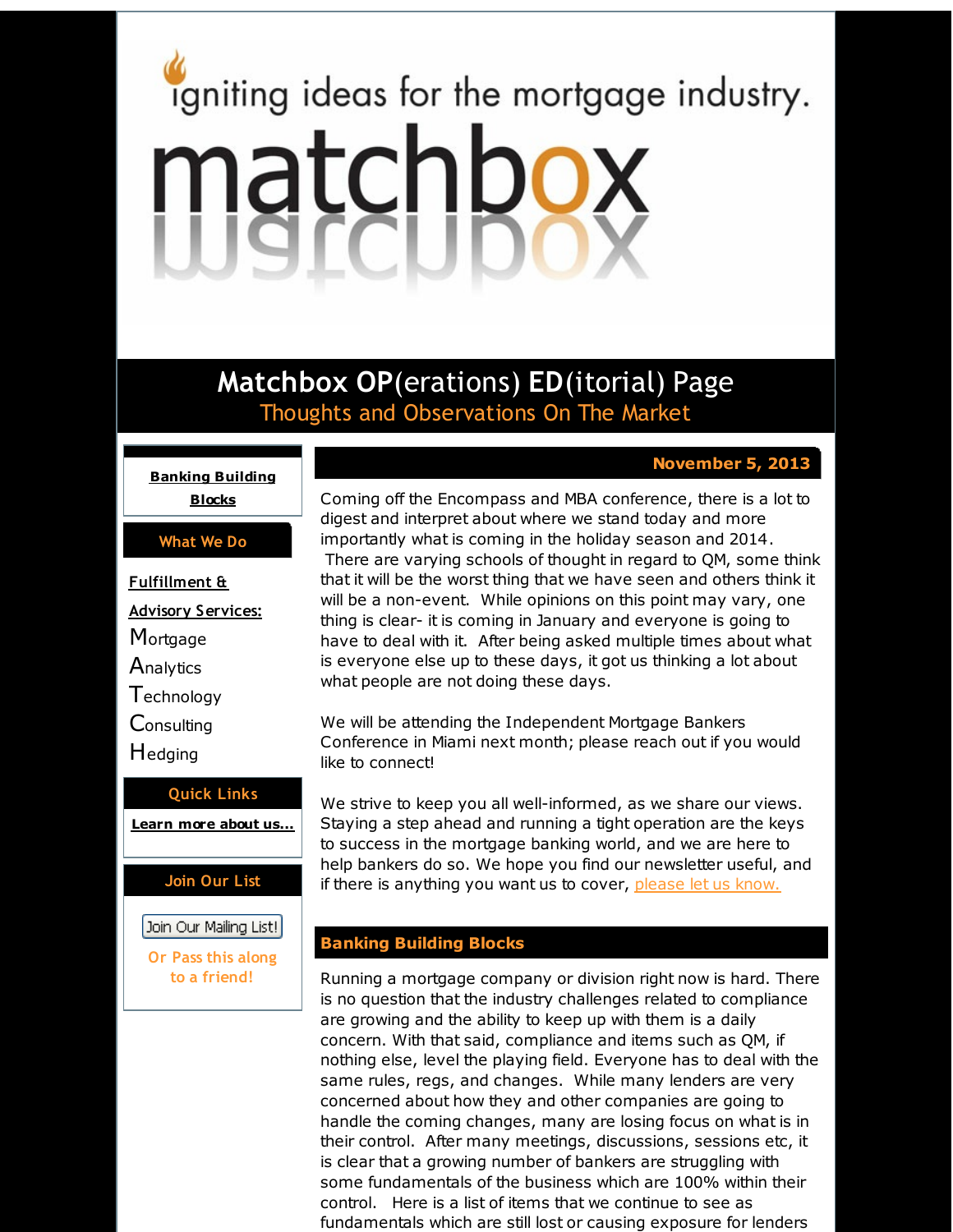igniting ideas for the mortgage industry.

# matchbox

## Matchbox OP(erations) ED(itorial) Page

Thoughts and Observations On The Market

**Banking Building Blocks**

**What We Do**

**Fulfillment & Advisory Services:**

Mortgage
Analytics
Technology
Consulting
Hedging

**Quick Links**

**Learn more about us...**

**Join Our List**

Join Our Mailing List!

Or Pass this along to a friend!

**November 5, 2013**

Coming off the Encompass and MBA conference, there is a lot to digest and interpret about where we stand today and more importantly what is coming in the holiday season and 2014. There are varying schools of thought in regard to QM, some think that it will be the worst thing that we have seen and others think it will be a non-event. While opinions on this point may vary, one thing is clear- it is coming in January and everyone is going to have to deal with it. After being asked multiple times about what is everyone else up to these days, it got us thinking a lot about what people are not doing these days.

We will be attending the Independent Mortgage Bankers Conference in Miami next month; please reach out if you would like to connect!

We strive to keep you all well-informed, as we share our views. Staying a step ahead and running a tight operation are the keys to success in the mortgage banking world, and we are here to help bankers do so. We hope you find our newsletter useful, and if there is anything you want us to cover, please let us know.

## Banking Building Blocks

Running a mortgage company or division right now is hard. There is no question that the industry challenges related to compliance are growing and the ability to keep up with them is a daily concern. With that said, compliance and items such as QM, if nothing else, level the playing field. Everyone has to deal with the same rules, regs, and changes. While many lenders are very concerned about how they and other companies are going to handle the coming changes, many are losing focus on what is in their control. After many meetings, discussions, sessions etc, it is clear that a growing number of bankers are struggling with some fundamentals of the business which are 100% within their control. Here is a list of items that we continue to see as fundamentals which are still lost or causing exposure for lenders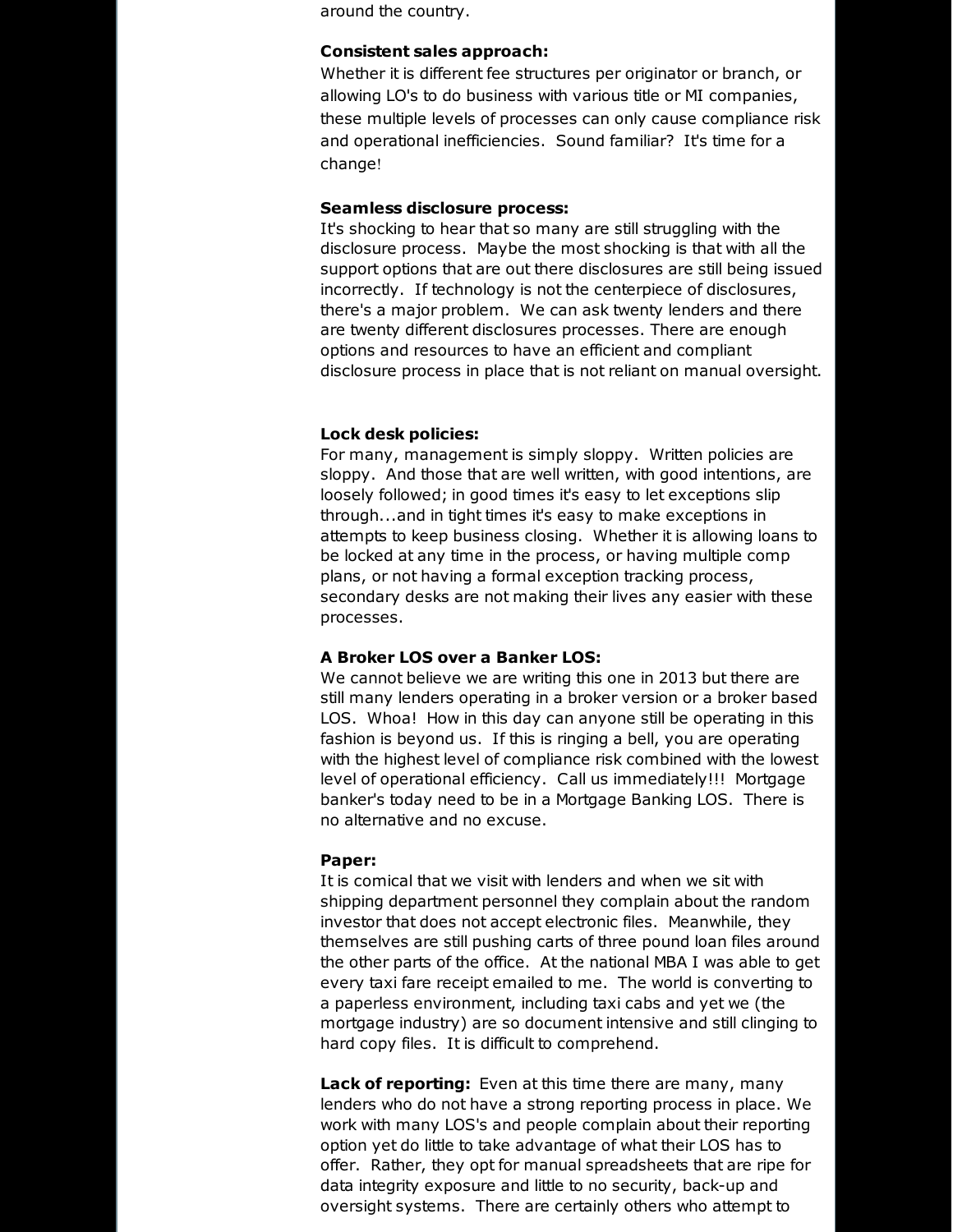around the country.

**Consistent sales approach:**
Whether it is different fee structures per originator or branch, or allowing LO's to do business with various title or MI companies, these multiple levels of processes can only cause compliance risk and operational inefficiencies. Sound familiar? It's time for a change!

**Seamless disclosure process:**
It's shocking to hear that so many are still struggling with the disclosure process. Maybe the most shocking is that with all the support options that are out there disclosures are still being issued incorrectly. If technology is not the centerpiece of disclosures, there's a major problem. We can ask twenty lenders and there are twenty different disclosures processes. There are enough options and resources to have an efficient and compliant disclosure process in place that is not reliant on manual oversight.

**Lock desk policies:**
For many, management is simply sloppy. Written policies are sloppy. And those that are well written, with good intentions, are loosely followed; in good times it's easy to let exceptions slip through...and in tight times it's easy to make exceptions in attempts to keep business closing. Whether it is allowing loans to be locked at any time in the process, or having multiple comp plans, or not having a formal exception tracking process, secondary desks are not making their lives any easier with these processes.

**A Broker LOS over a Banker LOS:**
We cannot believe we are writing this one in 2013 but there are still many lenders operating in a broker version or a broker based LOS. Whoa! How in this day can anyone still be operating in this fashion is beyond us. If this is ringing a bell, you are operating with the highest level of compliance risk combined with the lowest level of operational efficiency. Call us immediately!!! Mortgage banker's today need to be in a Mortgage Banking LOS. There is no alternative and no excuse.

**Paper:**
It is comical that we visit with lenders and when we sit with shipping department personnel they complain about the random investor that does not accept electronic files. Meanwhile, they themselves are still pushing carts of three pound loan files around the other parts of the office. At the national MBA I was able to get every taxi fare receipt emailed to me. The world is converting to a paperless environment, including taxi cabs and yet we (the mortgage industry) are so document intensive and still clinging to hard copy files. It is difficult to comprehend.

**Lack of reporting:** Even at this time there are many, many lenders who do not have a strong reporting process in place. We work with many LOS's and people complain about their reporting option yet do little to take advantage of what their LOS has to offer. Rather, they opt for manual spreadsheets that are ripe for data integrity exposure and little to no security, back-up and oversight systems. There are certainly others who attempt to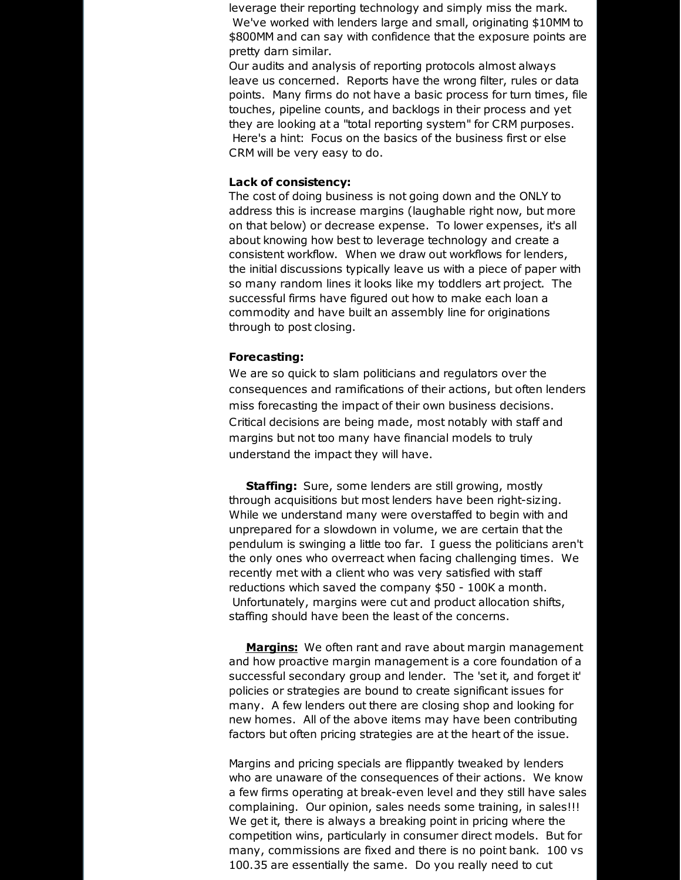leverage their reporting technology and simply miss the mark. We've worked with lenders large and small, originating $10MM to $800MM and can say with confidence that the exposure points are pretty darn similar.
Our audits and analysis of reporting protocols almost always leave us concerned. Reports have the wrong filter, rules or data points. Many firms do not have a basic process for turn times, file touches, pipeline counts, and backlogs in their process and yet they are looking at a "total reporting system" for CRM purposes. Here's a hint: Focus on the basics of the business first or else CRM will be very easy to do.

**Lack of consistency:**
The cost of doing business is not going down and the ONLY to address this is increase margins (laughable right now, but more on that below) or decrease expense. To lower expenses, it's all about knowing how best to leverage technology and create a consistent workflow. When we draw out workflows for lenders, the initial discussions typically leave us with a piece of paper with so many random lines it looks like my toddlers art project. The successful firms have figured out how to make each loan a commodity and have built an assembly line for originations through to post closing.

**Forecasting:**
We are so quick to slam politicians and regulators over the consequences and ramifications of their actions, but often lenders miss forecasting the impact of their own business decisions. Critical decisions are being made, most notably with staff and margins but not too many have financial models to truly understand the impact they will have.

**Staffing:** Sure, some lenders are still growing, mostly through acquisitions but most lenders have been right-sizing. While we understand many were overstaffed to begin with and unprepared for a slowdown in volume, we are certain that the pendulum is swinging a little too far. I guess the politicians aren't the only ones who overreact when facing challenging times. We recently met with a client who was very satisfied with staff reductions which saved the company $50 - 100K a month. Unfortunately, margins were cut and product allocation shifts, staffing should have been the least of the concerns.

**Margins:** We often rant and rave about margin management and how proactive margin management is a core foundation of a successful secondary group and lender. The 'set it, and forget it' policies or strategies are bound to create significant issues for many. A few lenders out there are closing shop and looking for new homes. All of the above items may have been contributing factors but often pricing strategies are at the heart of the issue.

Margins and pricing specials are flippantly tweaked by lenders who are unaware of the consequences of their actions. We know a few firms operating at break-even level and they still have sales complaining. Our opinion, sales needs some training, in sales!!! We get it, there is always a breaking point in pricing where the competition wins, particularly in consumer direct models. But for many, commissions are fixed and there is no point bank. 100 vs 100.35 are essentially the same. Do you really need to cut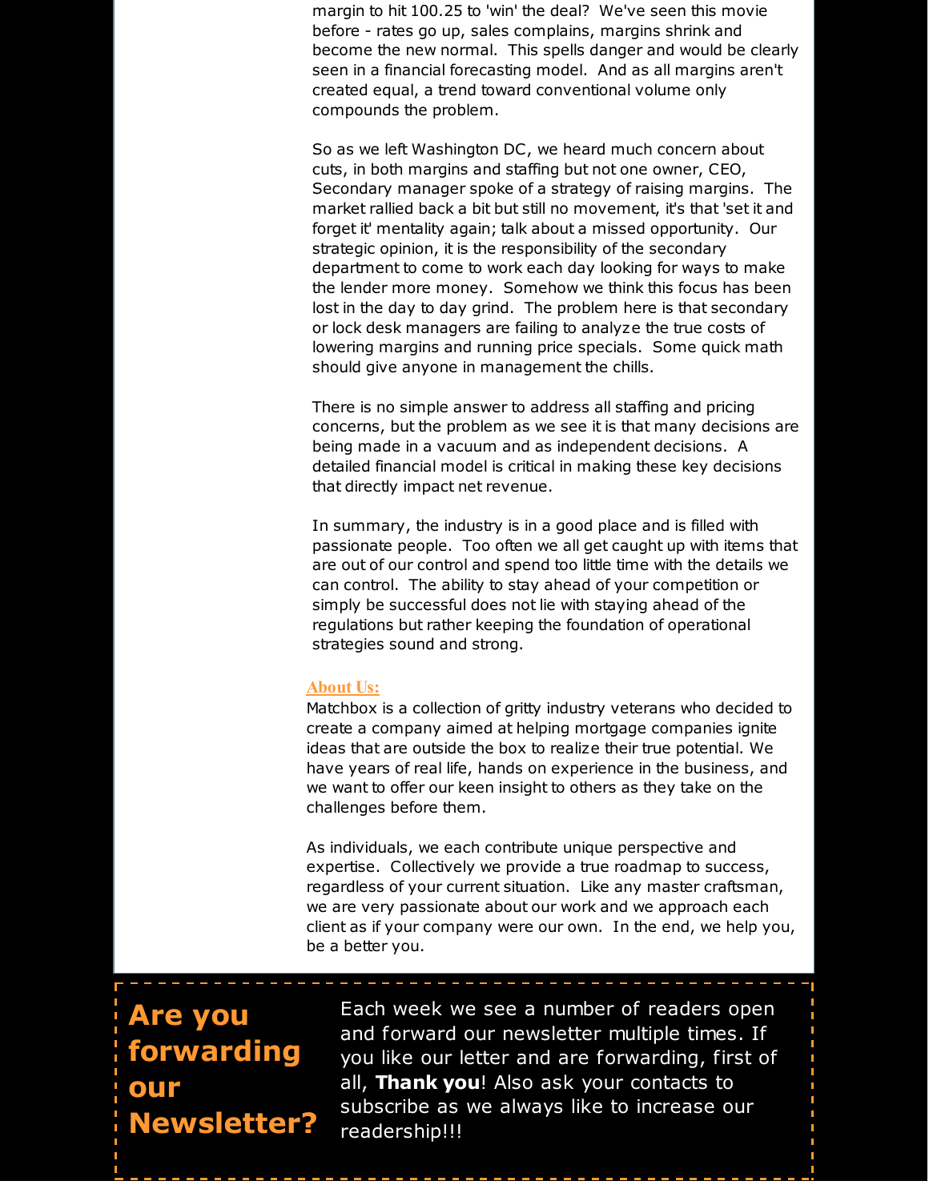margin to hit 100.25 to 'win' the deal? We've seen this movie before - rates go up, sales complains, margins shrink and become the new normal. This spells danger and would be clearly seen in a financial forecasting model. And as all margins aren't created equal, a trend toward conventional volume only compounds the problem.

So as we left Washington DC, we heard much concern about cuts, in both margins and staffing but not one owner, CEO, Secondary manager spoke of a strategy of raising margins. The market rallied back a bit but still no movement, it's that 'set it and forget it' mentality again; talk about a missed opportunity. Our strategic opinion, it is the responsibility of the secondary department to come to work each day looking for ways to make the lender more money. Somehow we think this focus has been lost in the day to day grind. The problem here is that secondary or lock desk managers are failing to analyze the true costs of lowering margins and running price specials. Some quick math should give anyone in management the chills.

There is no simple answer to address all staffing and pricing concerns, but the problem as we see it is that many decisions are being made in a vacuum and as independent decisions. A detailed financial model is critical in making these key decisions that directly impact net revenue.

In summary, the industry is in a good place and is filled with passionate people. Too often we all get caught up with items that are out of our control and spend too little time with the details we can control. The ability to stay ahead of your competition or simply be successful does not lie with staying ahead of the regulations but rather keeping the foundation of operational strategies sound and strong.

**About Us:**

Matchbox is a collection of gritty industry veterans who decided to create a company aimed at helping mortgage companies ignite ideas that are outside the box to realize their true potential. We have years of real life, hands on experience in the business, and we want to offer our keen insight to others as they take on the challenges before them.

As individuals, we each contribute unique perspective and expertise. Collectively we provide a true roadmap to success, regardless of your current situation. Like any master craftsman, we are very passionate about our work and we approach each client as if your company were our own. In the end, we help you, be a better you.

## Are you forwarding our Newsletter?

Each week we see a number of readers open and forward our newsletter multiple times. If you like our letter and are forwarding, first of all, **Thank you**! Also ask your contacts to subscribe as we always like to increase our readership!!!